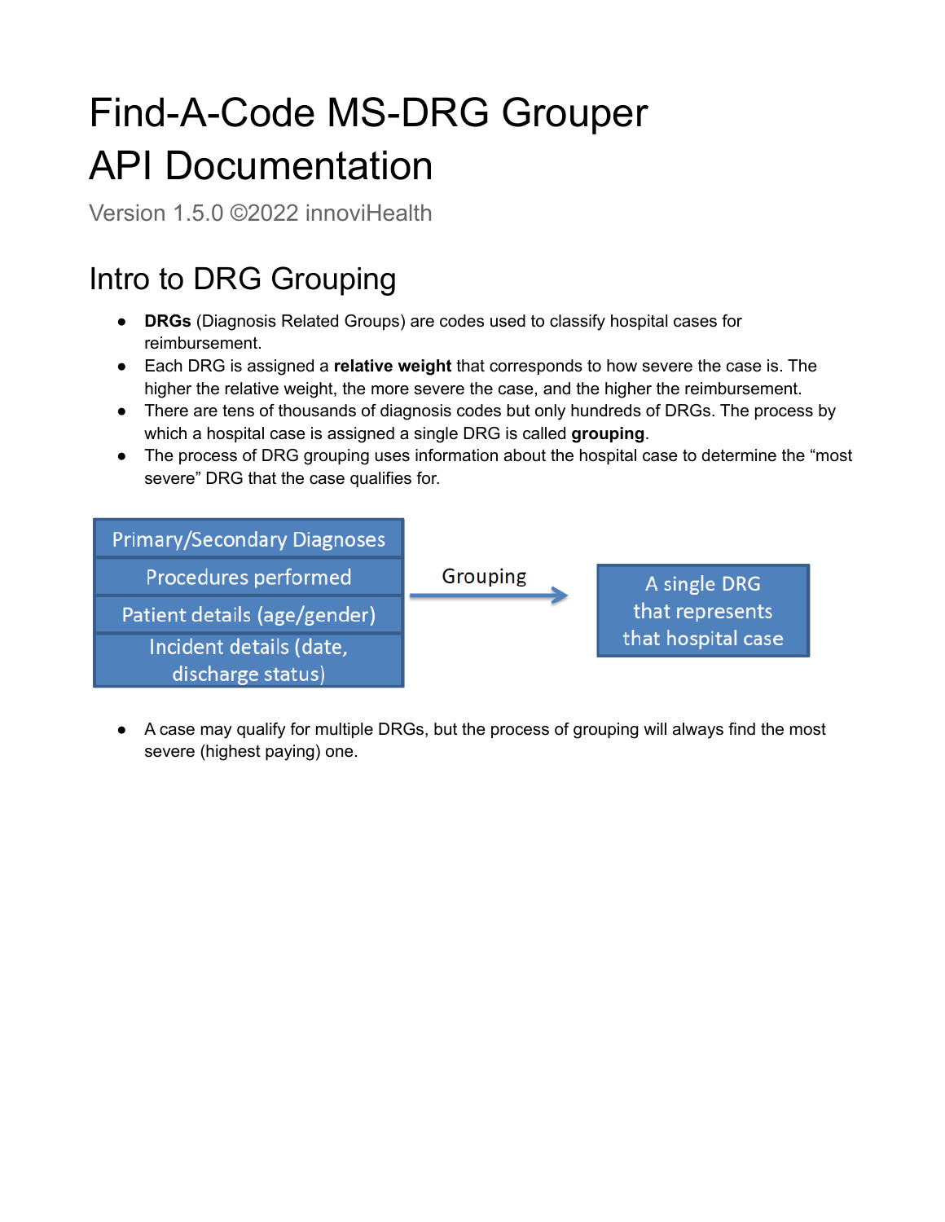# Find-A-Code MS-DRG Grouper API Documentation

Version 1.5.0 ©2022 innoviHealth

## Intro to DRG Grouping

- **DRGs** (Diagnosis Related Groups) are codes used to classify hospital cases for reimbursement.
- Each DRG is assigned a **relative weight** that corresponds to how severe the case is. The higher the relative weight, the more severe the case, and the higher the reimbursement.
- There are tens of thousands of diagnosis codes but only hundreds of DRGs. The process by which a hospital case is assigned a single DRG is called **grouping**.
- The process of DRG grouping uses information about the hospital case to determine the "most severe" DRG that the case qualifies for.

Primary/Secondary Diagnoses
Procedures performed
Patient details (age/gender)
Incident details (date, discharge status)

Grouping →

A single DRG that represents that hospital case

- A case may qualify for multiple DRGs, but the process of grouping will always find the most severe (highest paying) one.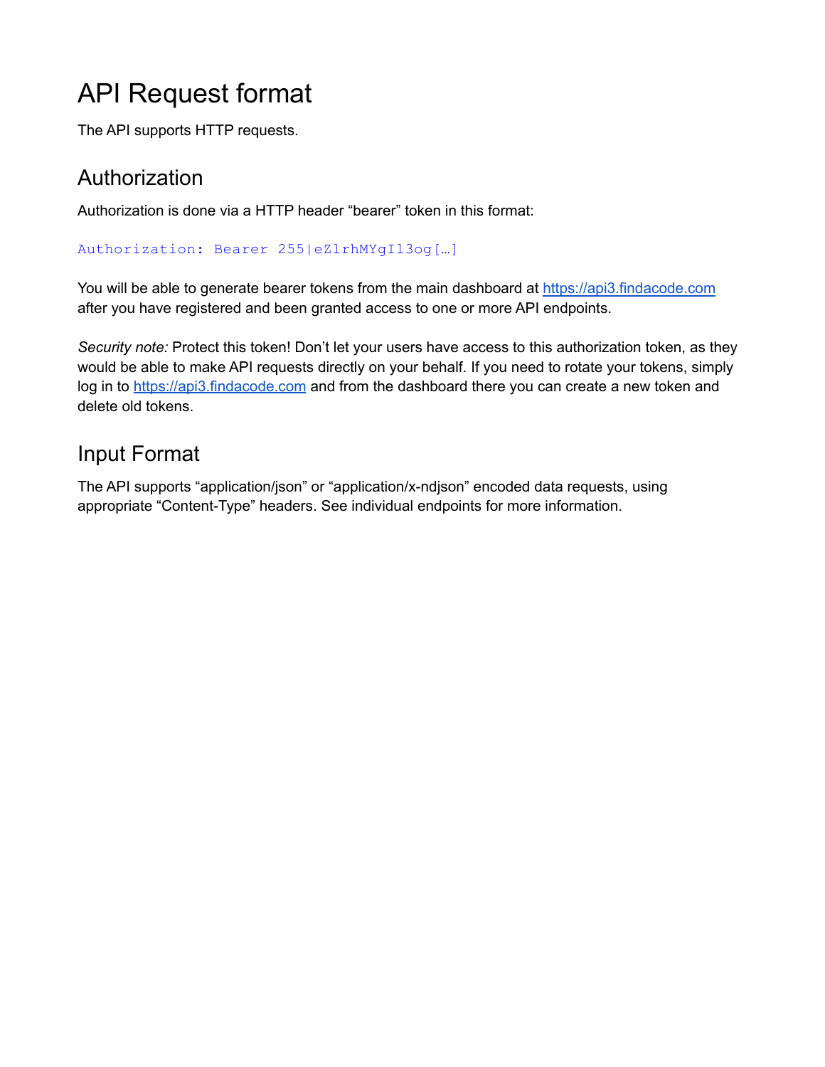# API Request format

The API supports HTTP requests.

## Authorization

Authorization is done via a HTTP header “bearer” token in this format:

```
Authorization: Bearer 255|eZlrhMYgIl3og[…]
```

You will be able to generate bearer tokens from the main dashboard at [https://api3.findacode.com](https://api3.findacode.com) after you have registered and been granted access to one or more API endpoints.

*Security note:* Protect this token! Don’t let your users have access to this authorization token, as they would be able to make API requests directly on your behalf. If you need to rotate your tokens, simply log in to [https://api3.findacode.com](https://api3.findacode.com) and from the dashboard there you can create a new token and delete old tokens.

## Input Format

The API supports “application/json” or “application/x-ndjson” encoded data requests, using appropriate “Content-Type” headers. See individual endpoints for more information.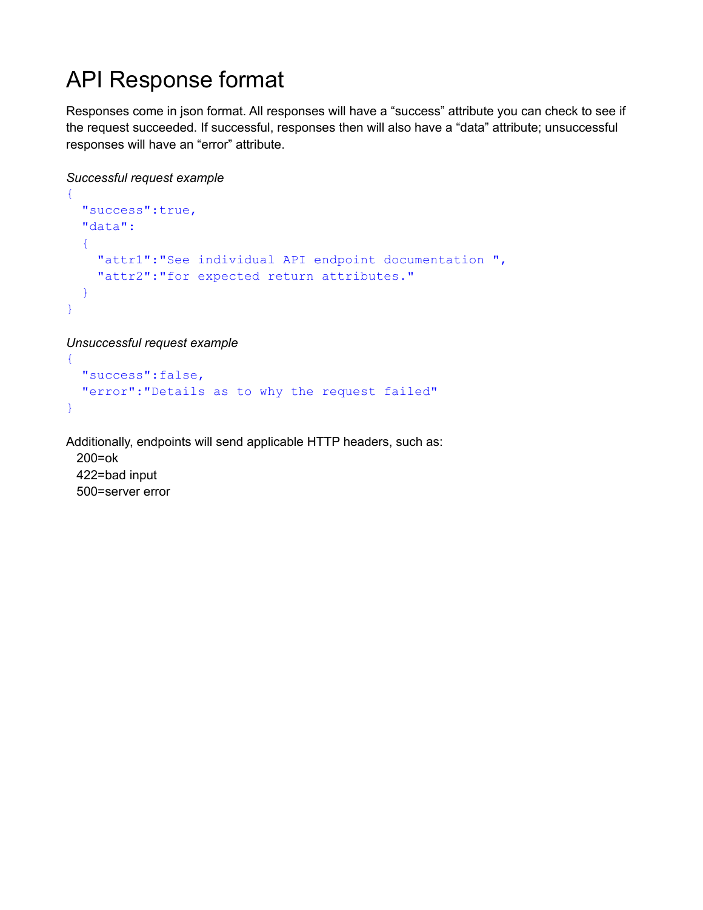# API Response format

Responses come in json format. All responses will have a “success” attribute you can check to see if the request succeeded. If successful, responses then will also have a “data” attribute; unsuccessful responses will have an “error” attribute.

*Successful request example*

```
{
  "success":true,
  "data":
  {
    "attr1":"See individual API endpoint documentation ",
    "attr2":"for expected return attributes."
  }
}
```

*Unsuccessful request example*

```
{
  "success":false,
  "error":"Details as to why the request failed"
}
```

Additionally, endpoints will send applicable HTTP headers, such as:

200=ok  
422=bad input  
500=server error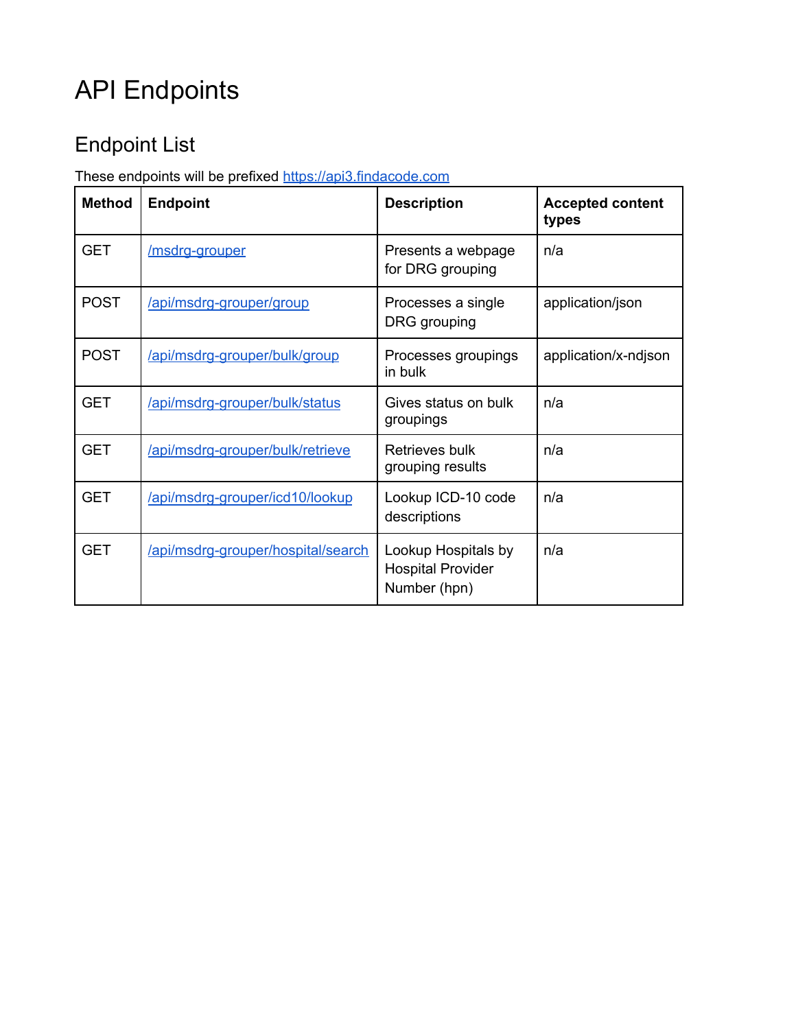# API Endpoints

## Endpoint List

These endpoints will be prefixed https://api3.findacode.com

| Method | Endpoint | Description | Accepted content types |
|---|---|---|---|
| GET | /msdrg-grouper | Presents a webpage for DRG grouping | n/a |
| POST | /api/msdrg-grouper/group | Processes a single DRG grouping | application/json |
| POST | /api/msdrg-grouper/bulk/group | Processes groupings in bulk | application/x-ndjson |
| GET | /api/msdrg-grouper/bulk/status | Gives status on bulk groupings | n/a |
| GET | /api/msdrg-grouper/bulk/retrieve | Retrieves bulk grouping results | n/a |
| GET | /api/msdrg-grouper/icd10/lookup | Lookup ICD-10 code descriptions | n/a |
| GET | /api/msdrg-grouper/hospital/search | Lookup Hospitals by Hospital Provider Number (hpn) | n/a |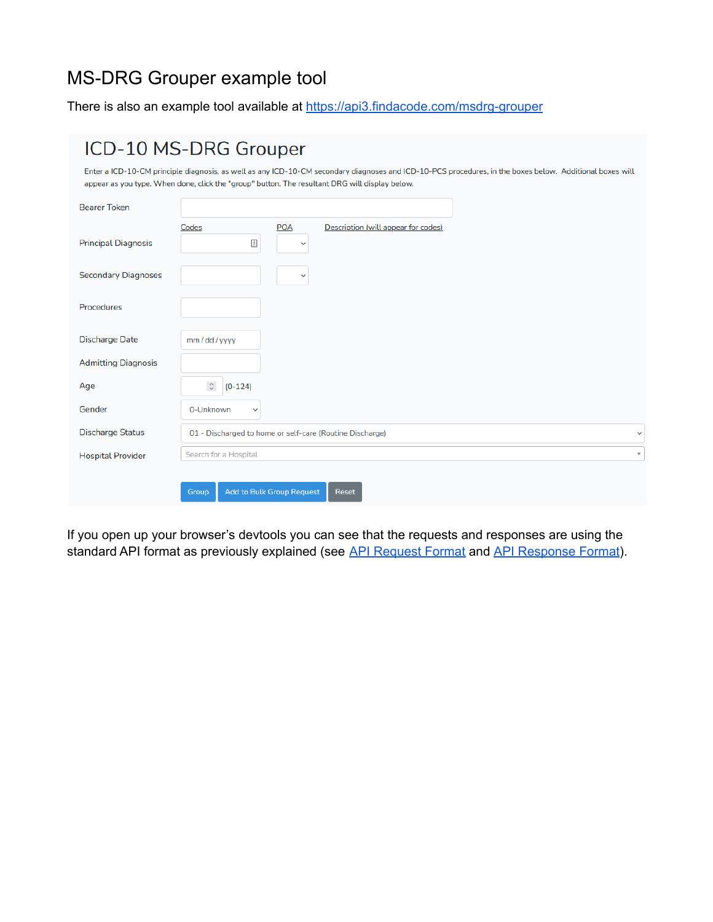# MS-DRG Grouper example tool

There is also an example tool available at [https://api3.findacode.com/msdrg-grouper](https://api3.findacode.com/msdrg-grouper)

ICD-10 MS-DRG Grouper

Enter a ICD-10-CM principle diagnosis, as well as any ICD-10-CM secondary diagnoses and ICD-10-PCS procedures, in the boxes below. Additional boxes will appear as you type. When done, click the "group" button. The resultant DRG will display below.

Bearer Token

Codes | POA | Description (will appear for codes)

Principal Diagnosis

Secondary Diagnoses

Procedures

Discharge Date mm / dd / yyyy

Admitting Diagnosis

Age (0-124)

Gender 0-Unknown

Discharge Status 01 - Discharged to home or self-care (Routine Discharge)

Hospital Provider Search for a Hospital

Group | Add to Bulk Group Request | Reset

If you open up your browser's devtools you can see that the requests and responses are using the standard API format as previously explained (see API Request Format and API Response Format).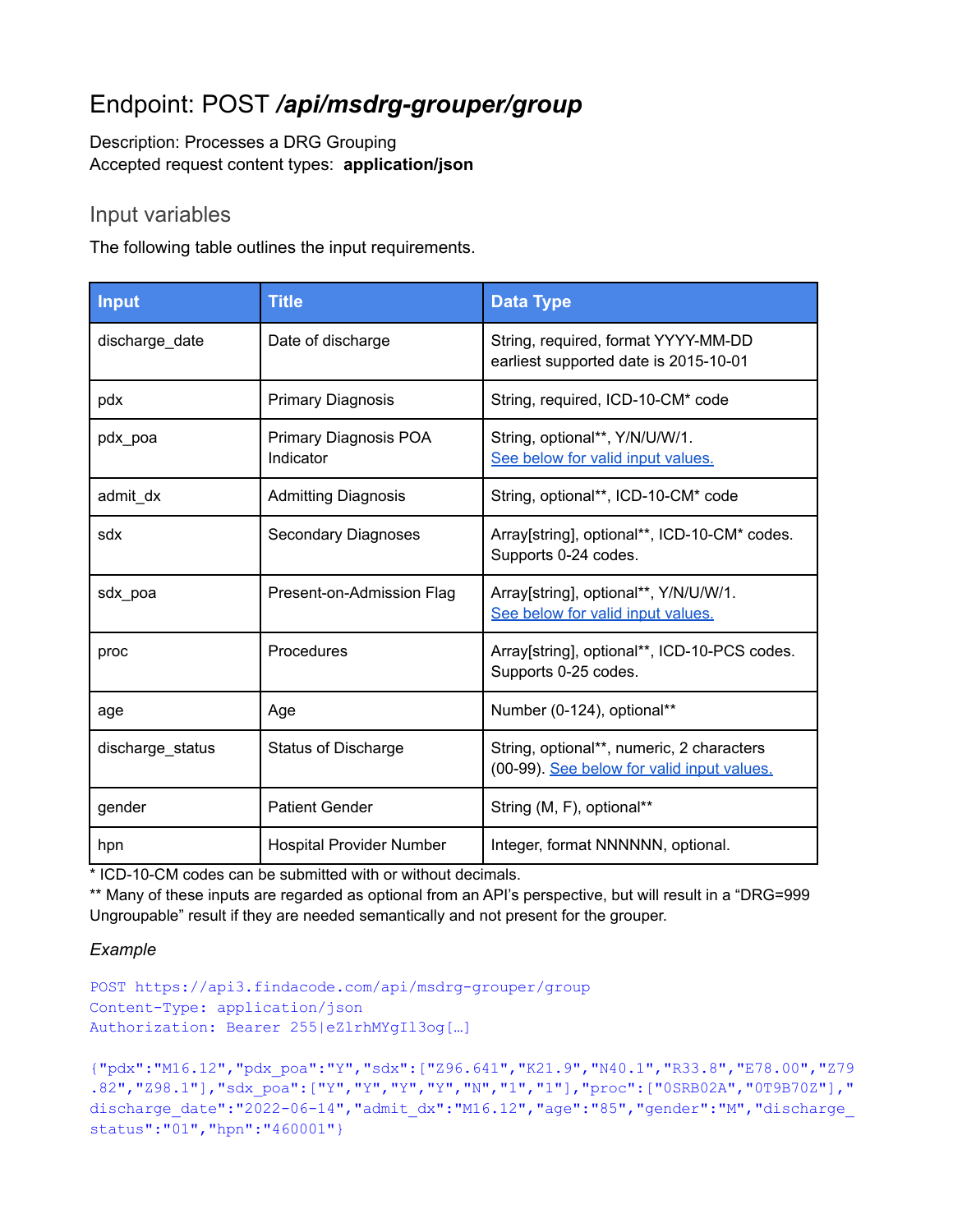# Endpoint: POST */api/msdrg-grouper/group*

Description: Processes a DRG Grouping
Accepted request content types: **application/json**

## Input variables

The following table outlines the input requirements.

| Input | Title | Data Type |
|---|---|---|
| discharge_date | Date of discharge | String, required, format YYYY-MM-DD earliest supported date is 2015-10-01 |
| pdx | Primary Diagnosis | String, required, ICD-10-CM* code |
| pdx_poa | Primary Diagnosis POA Indicator | String, optional**, Y/N/U/W/1. [See below for valid input values.](#) |
| admit_dx | Admitting Diagnosis | String, optional**, ICD-10-CM* code |
| sdx | Secondary Diagnoses | Array[string], optional**, ICD-10-CM* codes. Supports 0-24 codes. |
| sdx_poa | Present-on-Admission Flag | Array[string], optional**, Y/N/U/W/1. [See below for valid input values.](#) |
| proc | Procedures | Array[string], optional**, ICD-10-PCS codes. Supports 0-25 codes. |
| age | Age | Number (0-124), optional** |
| discharge_status | Status of Discharge | String, optional**, numeric, 2 characters (00-99). [See below for valid input values.](#) |
| gender | Patient Gender | String (M, F), optional** |
| hpn | Hospital Provider Number | Integer, format NNNNNN, optional. |

* ICD-10-CM codes can be submitted with or without decimals.
** Many of these inputs are regarded as optional from an API's perspective, but will result in a "DRG=999 Ungroupable" result if they are needed semantically and not present for the grouper.

*Example*

```
POST https://api3.findacode.com/api/msdrg-grouper/group
Content-Type: application/json
Authorization: Bearer 255|eZlrhMYgIl3og[…]

{"pdx":"M16.12","pdx_poa":"Y","sdx":["Z96.641","K21.9","N40.1","R33.8","E78.00","Z79.82","Z98.1"],"sdx_poa":["Y","Y","Y","Y","N","1","1"],"proc":["0SRB02A","0T9B70Z"],"discharge_date":"2022-06-14","admit_dx":"M16.12","age":"85","gender":"M","discharge_status":"01","hpn":"460001"}
```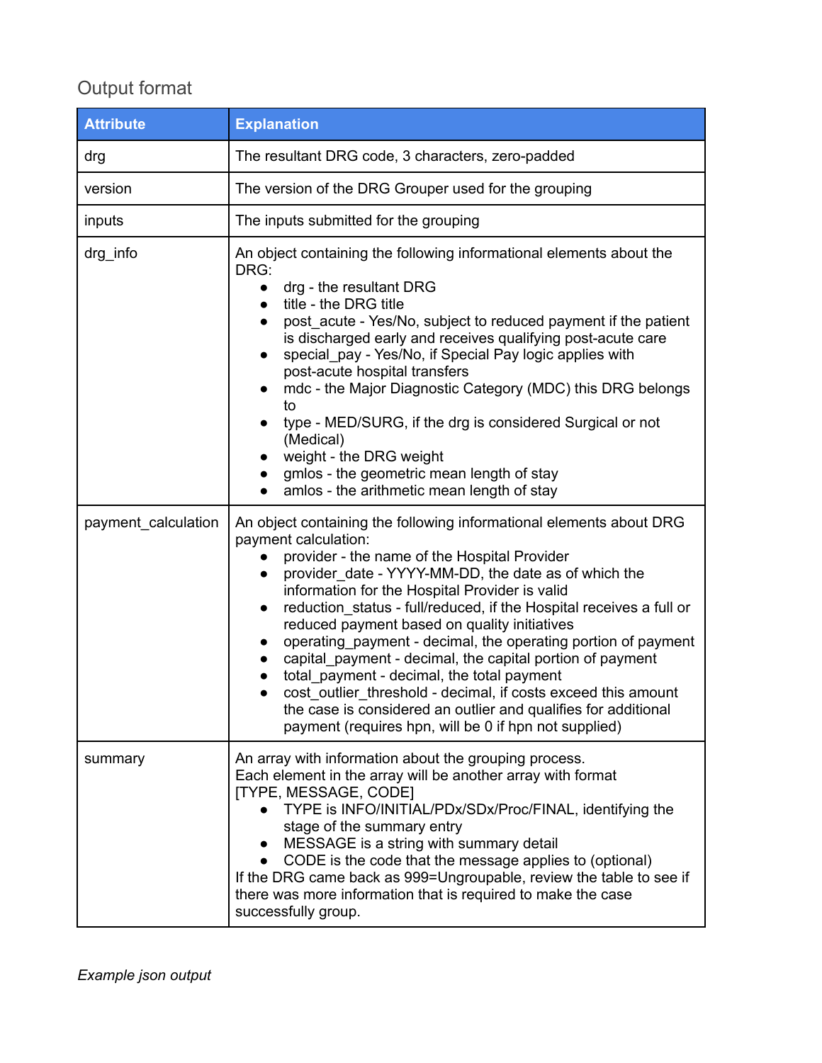## Output format

| Attribute | Explanation |
| --- | --- |
| drg | The resultant DRG code, 3 characters, zero-padded |
| version | The version of the DRG Grouper used for the grouping |
| inputs | The inputs submitted for the grouping |
| drg_info | An object containing the following informational elements about the DRG:<br>• drg - the resultant DRG<br>• title - the DRG title<br>• post_acute - Yes/No, subject to reduced payment if the patient is discharged early and receives qualifying post-acute care<br>• special_pay - Yes/No, if Special Pay logic applies with post-acute hospital transfers<br>• mdc - the Major Diagnostic Category (MDC) this DRG belongs to<br>• type - MED/SURG, if the drg is considered Surgical or not (Medical)<br>• weight - the DRG weight<br>• gmlos - the geometric mean length of stay<br>• amlos - the arithmetic mean length of stay |
| payment_calculation | An object containing the following informational elements about DRG payment calculation:<br>• provider - the name of the Hospital Provider<br>• provider_date - YYYY-MM-DD, the date as of which the information for the Hospital Provider is valid<br>• reduction_status - full/reduced, if the Hospital receives a full or reduced payment based on quality initiatives<br>• operating_payment - decimal, the operating portion of payment<br>• capital_payment - decimal, the capital portion of payment<br>• total_payment - decimal, the total payment<br>• cost_outlier_threshold - decimal, if costs exceed this amount the case is considered an outlier and qualifies for additional payment (requires hpn, will be 0 if hpn not supplied) |
| summary | An array with information about the grouping process. Each element in the array will be another array with format [TYPE, MESSAGE, CODE]<br>• TYPE is INFO/INITIAL/PDx/SDx/Proc/FINAL, identifying the stage of the summary entry<br>• MESSAGE is a string with summary detail<br>• CODE is the code that the message applies to (optional)<br>If the DRG came back as 999=Ungroupable, review the table to see if there was more information that is required to make the case successfully group. |

*Example json output*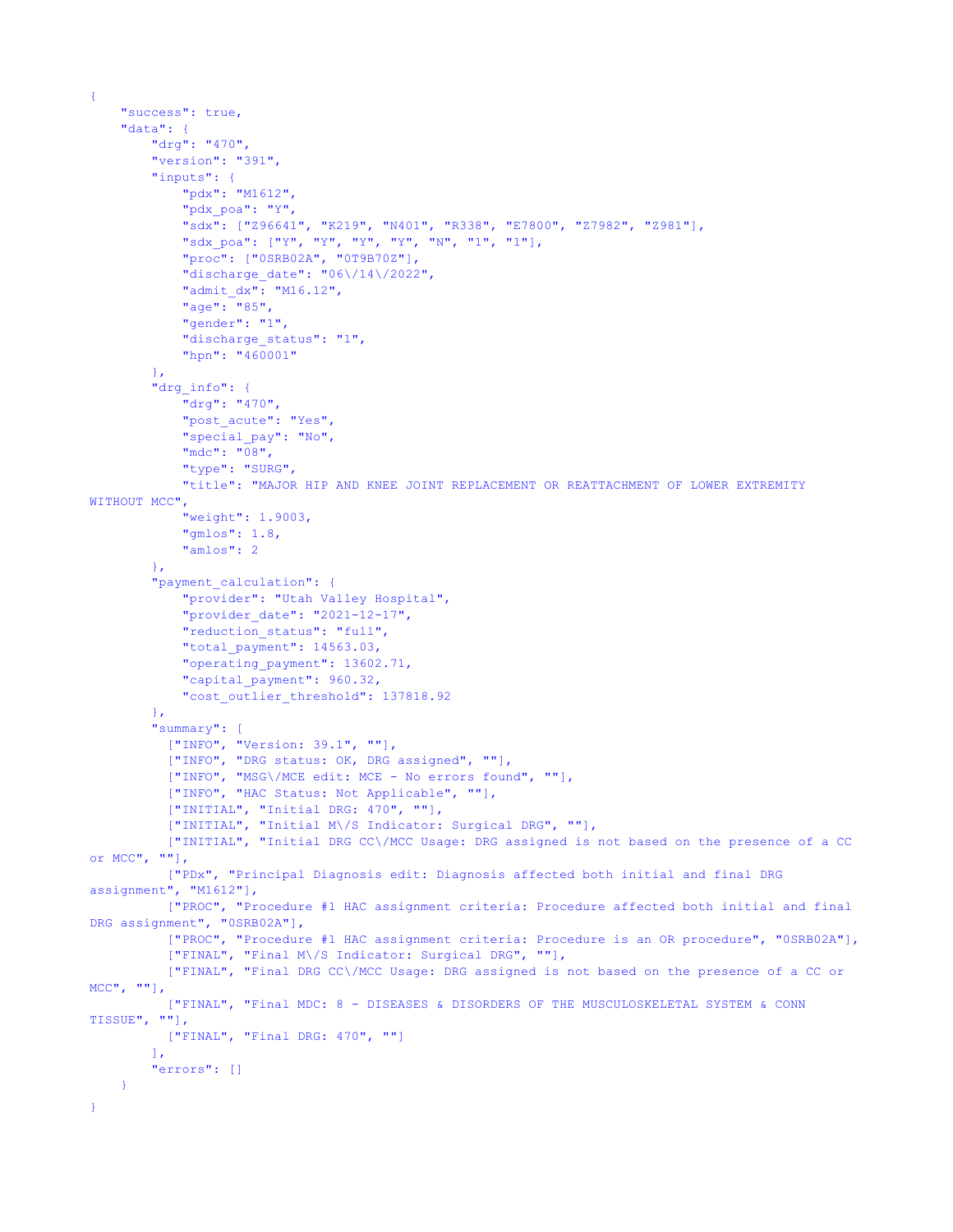```
{
    "success": true,
    "data": {
        "drg": "470",
        "version": "391",
        "inputs": {
            "pdx": "M1612",
            "pdx_poa": "Y",
            "sdx": ["Z96641", "K219", "N401", "R338", "E7800", "Z7982", "Z981"],
            "sdx_poa": ["Y", "Y", "Y", "Y", "N", "1", "1"],
            "proc": ["0SRB02A", "0T9B70Z"],
            "discharge_date": "06\/14\/2022",
            "admit_dx": "M16.12",
            "age": "85",
            "gender": "1",
            "discharge_status": "1",
            "hpn": "460001"
        },
        "drg_info": {
            "drg": "470",
            "post_acute": "Yes",
            "special_pay": "No",
            "mdc": "08",
            "type": "SURG",
            "title": "MAJOR HIP AND KNEE JOINT REPLACEMENT OR REATTACHMENT OF LOWER EXTREMITY
WITHOUT MCC",
            "weight": 1.9003,
            "gmlos": 1.8,
            "amlos": 2
        },
        "payment_calculation": {
            "provider": "Utah Valley Hospital",
            "provider_date": "2021-12-17",
            "reduction_status": "full",
            "total_payment": 14563.03,
            "operating_payment": 13602.71,
            "capital_payment": 960.32,
            "cost_outlier_threshold": 137818.92
        },
        "summary": [
          ["INFO", "Version: 39.1", ""],
          ["INFO", "DRG status: OK, DRG assigned", ""],
          ["INFO", "MSG\/MCE edit: MCE - No errors found", ""],
          ["INFO", "HAC Status: Not Applicable", ""],
          ["INITIAL", "Initial DRG: 470", ""],
          ["INITIAL", "Initial M\/S Indicator: Surgical DRG", ""],
          ["INITIAL", "Initial DRG CC\/MCC Usage: DRG assigned is not based on the presence of a CC
or MCC", ""],
          ["PDx", "Principal Diagnosis edit: Diagnosis affected both initial and final DRG
assignment", "M1612"],
          ["PROC", "Procedure #1 HAC assignment criteria: Procedure affected both initial and final
DRG assignment", "0SRB02A"],
          ["PROC", "Procedure #1 HAC assignment criteria: Procedure is an OR procedure", "0SRB02A"],
          ["FINAL", "Final M\/S Indicator: Surgical DRG", ""],
          ["FINAL", "Final DRG CC\/MCC Usage: DRG assigned is not based on the presence of a CC or
MCC", ""],
          ["FINAL", "Final MDC: 8 - DISEASES & DISORDERS OF THE MUSCULOSKELETAL SYSTEM & CONN
TISSUE", ""],
          ["FINAL", "Final DRG: 470", ""]
        ],
        "errors": []
    }
}
```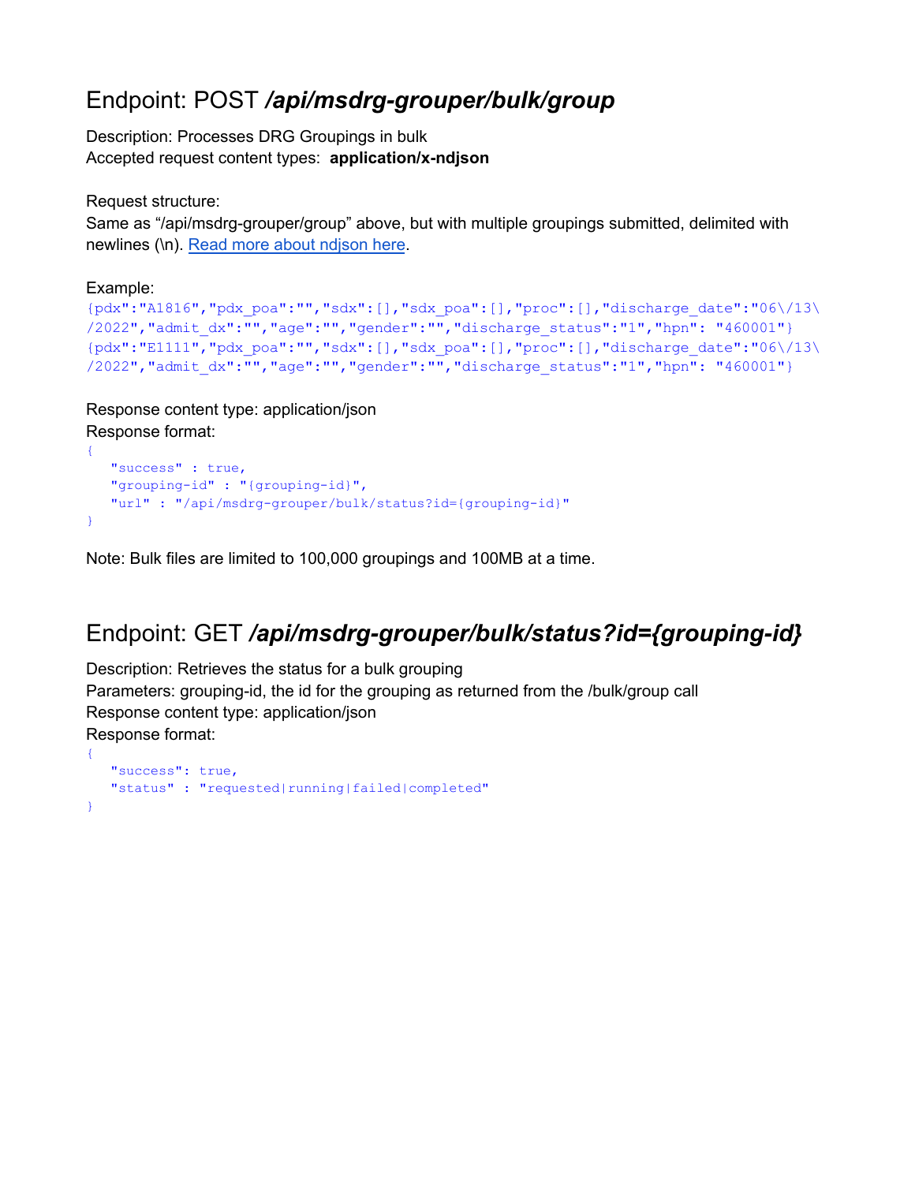## Endpoint: POST */api/msdrg-grouper/bulk/group*

Description: Processes DRG Groupings in bulk
Accepted request content types: **application/x-ndjson**

Request structure:
Same as "/api/msdrg-grouper/group" above, but with multiple groupings submitted, delimited with newlines (\n). [Read more about ndjson here](#).

Example:

```
{pdx":"A1816","pdx_poa":"","sdx":[],"sdx_poa":[],"proc":[],"discharge_date":"06\/13\/2022","admit_dx":"","age":"","gender":"","discharge_status":"1","hpn": "460001"}
{pdx":"E1111","pdx_poa":"","sdx":[],"sdx_poa":[],"proc":[],"discharge_date":"06\/13\/2022","admit_dx":"","age":"","gender":"","discharge_status":"1","hpn": "460001"}
```

Response content type: application/json
Response format:

```
{
   "success" : true,
   "grouping-id" : "{grouping-id}",
   "url" : "/api/msdrg-grouper/bulk/status?id={grouping-id}"
}
```

Note: Bulk files are limited to 100,000 groupings and 100MB at a time.

## Endpoint: GET */api/msdrg-grouper/bulk/status?id={grouping-id}*

Description: Retrieves the status for a bulk grouping
Parameters: grouping-id, the id for the grouping as returned from the /bulk/group call
Response content type: application/json
Response format:

```
{
   "success": true,
   "status" : "requested|running|failed|completed"
}
```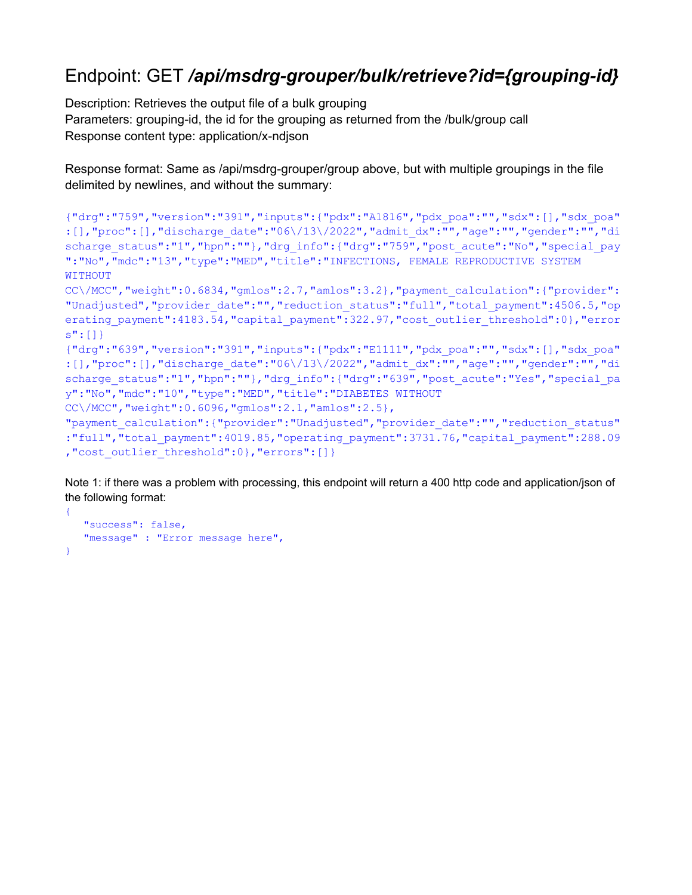# Endpoint: GET */api/msdrg-grouper/bulk/retrieve?id={grouping-id}*

Description: Retrieves the output file of a bulk grouping
Parameters: grouping-id, the id for the grouping as returned from the /bulk/group call
Response content type: application/x-ndjson

Response format: Same as /api/msdrg-grouper/group above, but with multiple groupings in the file delimited by newlines, and without the summary:

```
{"drg":"759","version":"391","inputs":{"pdx":"A1816","pdx_poa":"","sdx":[],"sdx_poa":[],"proc":[],"discharge_date":"06\/13\/2022","admit_dx":"","age":"","gender":"","discharge_status":"1","hpn":""},"drg_info":{"drg":"759","post_acute":"No","special_pay":"No","mdc":"13","type":"MED","title":"INFECTIONS, FEMALE REPRODUCTIVE SYSTEM WITHOUT CC\/MCC","weight":0.6834,"gmlos":2.7,"amlos":3.2},"payment_calculation":{"provider":"Unadjusted","provider_date":"","reduction_status":"full","total_payment":4506.5,"operating_payment":4183.54,"capital_payment":322.97,"cost_outlier_threshold":0},"errors":[]}
{"drg":"639","version":"391","inputs":{"pdx":"E1111","pdx_poa":"","sdx":[],"sdx_poa":[],"proc":[],"discharge_date":"06\/13\/2022","admit_dx":"","age":"","gender":"","discharge_status":"1","hpn":""},"drg_info":{"drg":"639","post_acute":"Yes","special_pay":"No","mdc":"10","type":"MED","title":"DIABETES WITHOUT CC\/MCC","weight":0.6096,"gmlos":2.1,"amlos":2.5},"payment_calculation":{"provider":"Unadjusted","provider_date":"","reduction_status":"full","total_payment":4019.85,"operating_payment":3731.76,"capital_payment":288.09,"cost_outlier_threshold":0},"errors":[]}
```

Note 1: if there was a problem with processing, this endpoint will return a 400 http code and application/json of the following format:

```
{
   "success": false,
   "message" : "Error message here",
}
```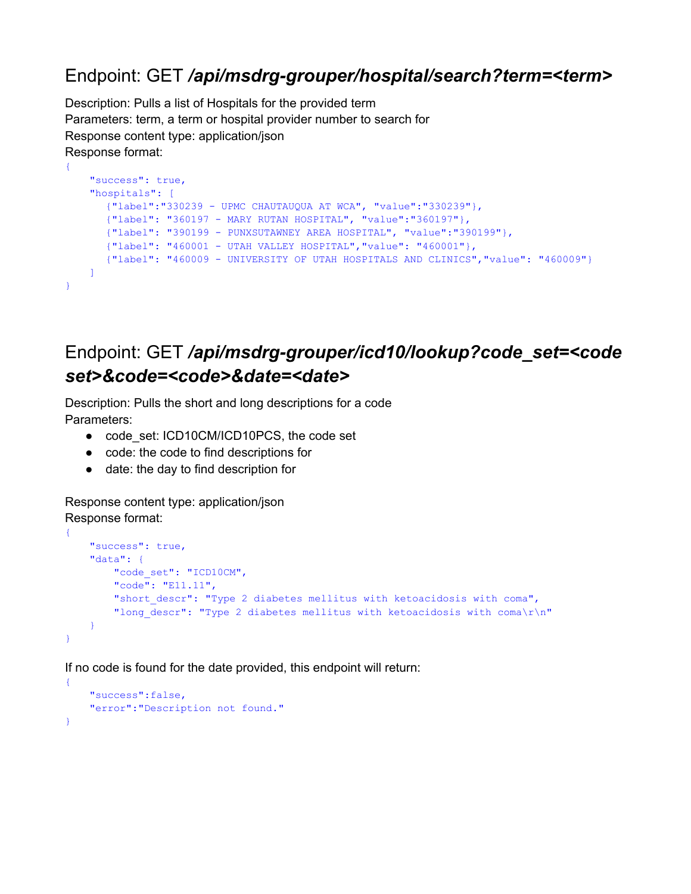## Endpoint: GET */api/msdrg-grouper/hospital/search?term=<term>*

Description: Pulls a list of Hospitals for the provided term
Parameters: term, a term or hospital provider number to search for
Response content type: application/json
Response format:

```
{
    "success": true,
    "hospitals": [
       {"label":"330239 - UPMC CHAUTAUQUA AT WCA", "value":"330239"},
       {"label": "360197 - MARY RUTAN HOSPITAL", "value":"360197"},
       {"label": "390199 - PUNXSUTAWNEY AREA HOSPITAL", "value":"390199"},
       {"label": "460001 - UTAH VALLEY HOSPITAL","value": "460001"},
       {"label": "460009 - UNIVERSITY OF UTAH HOSPITALS AND CLINICS","value": "460009"}
    ]
}
```

## Endpoint: GET */api/msdrg-grouper/icd10/lookup?code_set=<code set>&code=<code>&date=<date>*

Description: Pulls the short and long descriptions for a code
Parameters:

- code_set: ICD10CM/ICD10PCS, the code set
- code: the code to find descriptions for
- date: the day to find description for

Response content type: application/json
Response format:

```
{
    "success": true,
    "data": {
        "code_set": "ICD10CM",
        "code": "E11.11",
        "short_descr": "Type 2 diabetes mellitus with ketoacidosis with coma",
        "long_descr": "Type 2 diabetes mellitus with ketoacidosis with coma\r\n"
    }
}
```

If no code is found for the date provided, this endpoint will return:

```
{
    "success":false,
    "error":"Description not found."
}
```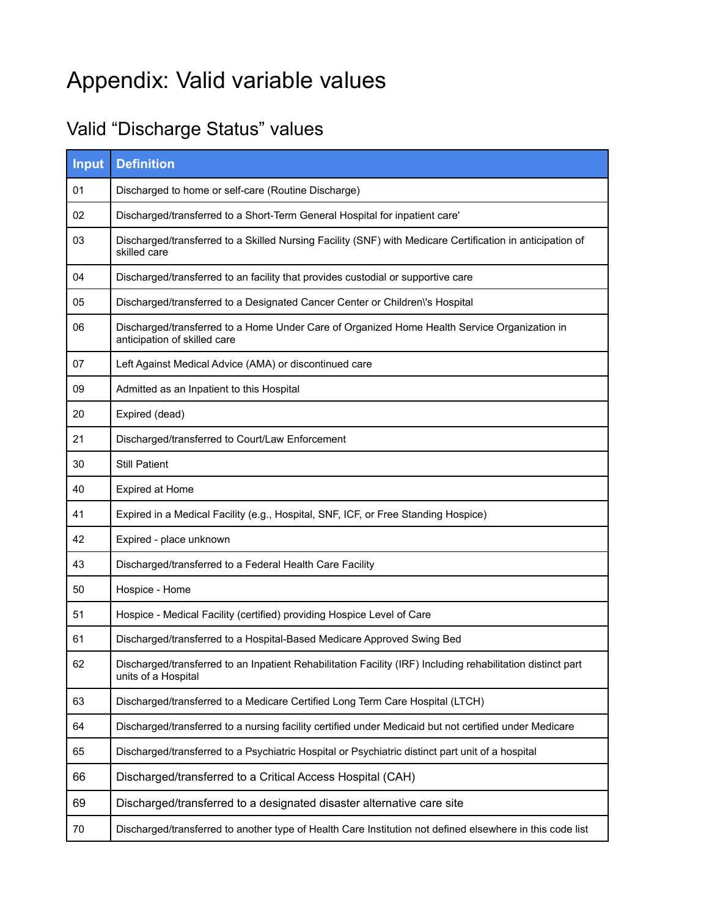# Appendix: Valid variable values

## Valid "Discharge Status" values

| Input | Definition |
|---|---|
| 01 | Discharged to home or self-care (Routine Discharge) |
| 02 | Discharged/transferred to a Short-Term General Hospital for inpatient care' |
| 03 | Discharged/transferred to a Skilled Nursing Facility (SNF) with Medicare Certification in anticipation of skilled care |
| 04 | Discharged/transferred to an facility that provides custodial or supportive care |
| 05 | Discharged/transferred to a Designated Cancer Center or Children\'s Hospital |
| 06 | Discharged/transferred to a Home Under Care of Organized Home Health Service Organization in anticipation of skilled care |
| 07 | Left Against Medical Advice (AMA) or discontinued care |
| 09 | Admitted as an Inpatient to this Hospital |
| 20 | Expired (dead) |
| 21 | Discharged/transferred to Court/Law Enforcement |
| 30 | Still Patient |
| 40 | Expired at Home |
| 41 | Expired in a Medical Facility (e.g., Hospital, SNF, ICF, or Free Standing Hospice) |
| 42 | Expired - place unknown |
| 43 | Discharged/transferred to a Federal Health Care Facility |
| 50 | Hospice - Home |
| 51 | Hospice - Medical Facility (certified) providing Hospice Level of Care |
| 61 | Discharged/transferred to a Hospital-Based Medicare Approved Swing Bed |
| 62 | Discharged/transferred to an Inpatient Rehabilitation Facility (IRF) Including rehabilitation distinct part units of a Hospital |
| 63 | Discharged/transferred to a Medicare Certified Long Term Care Hospital (LTCH) |
| 64 | Discharged/transferred to a nursing facility certified under Medicaid but not certified under Medicare |
| 65 | Discharged/transferred to a Psychiatric Hospital or Psychiatric distinct part unit of a hospital |
| 66 | Discharged/transferred to a Critical Access Hospital (CAH) |
| 69 | Discharged/transferred to a designated disaster alternative care site |
| 70 | Discharged/transferred to another type of Health Care Institution not defined elsewhere in this code list |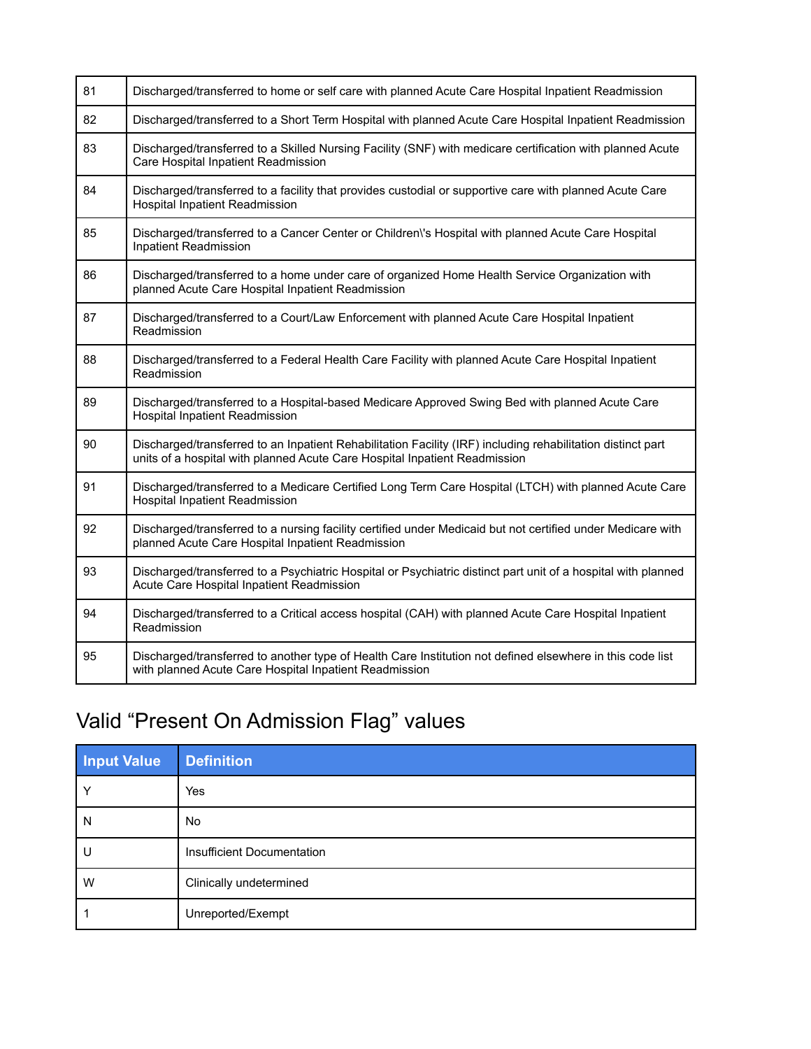| | |
|---|---|
| 81 | Discharged/transferred to home or self care with planned Acute Care Hospital Inpatient Readmission |
| 82 | Discharged/transferred to a Short Term Hospital with planned Acute Care Hospital Inpatient Readmission |
| 83 | Discharged/transferred to a Skilled Nursing Facility (SNF) with medicare certification with planned Acute Care Hospital Inpatient Readmission |
| 84 | Discharged/transferred to a facility that provides custodial or supportive care with planned Acute Care Hospital Inpatient Readmission |
| 85 | Discharged/transferred to a Cancer Center or Children\'s Hospital with planned Acute Care Hospital Inpatient Readmission |
| 86 | Discharged/transferred to a home under care of organized Home Health Service Organization with planned Acute Care Hospital Inpatient Readmission |
| 87 | Discharged/transferred to a Court/Law Enforcement with planned Acute Care Hospital Inpatient Readmission |
| 88 | Discharged/transferred to a Federal Health Care Facility with planned Acute Care Hospital Inpatient Readmission |
| 89 | Discharged/transferred to a Hospital-based Medicare Approved Swing Bed with planned Acute Care Hospital Inpatient Readmission |
| 90 | Discharged/transferred to an Inpatient Rehabilitation Facility (IRF) including rehabilitation distinct part units of a hospital with planned Acute Care Hospital Inpatient Readmission |
| 91 | Discharged/transferred to a Medicare Certified Long Term Care Hospital (LTCH) with planned Acute Care Hospital Inpatient Readmission |
| 92 | Discharged/transferred to a nursing facility certified under Medicaid but not certified under Medicare with planned Acute Care Hospital Inpatient Readmission |
| 93 | Discharged/transferred to a Psychiatric Hospital or Psychiatric distinct part unit of a hospital with planned Acute Care Hospital Inpatient Readmission |
| 94 | Discharged/transferred to a Critical access hospital (CAH) with planned Acute Care Hospital Inpatient Readmission |
| 95 | Discharged/transferred to another type of Health Care Institution not defined elsewhere in this code list with planned Acute Care Hospital Inpatient Readmission |

## Valid "Present On Admission Flag" values

| Input Value | Definition |
|---|---|
| Y | Yes |
| N | No |
| U | Insufficient Documentation |
| W | Clinically undetermined |
| 1 | Unreported/Exempt |